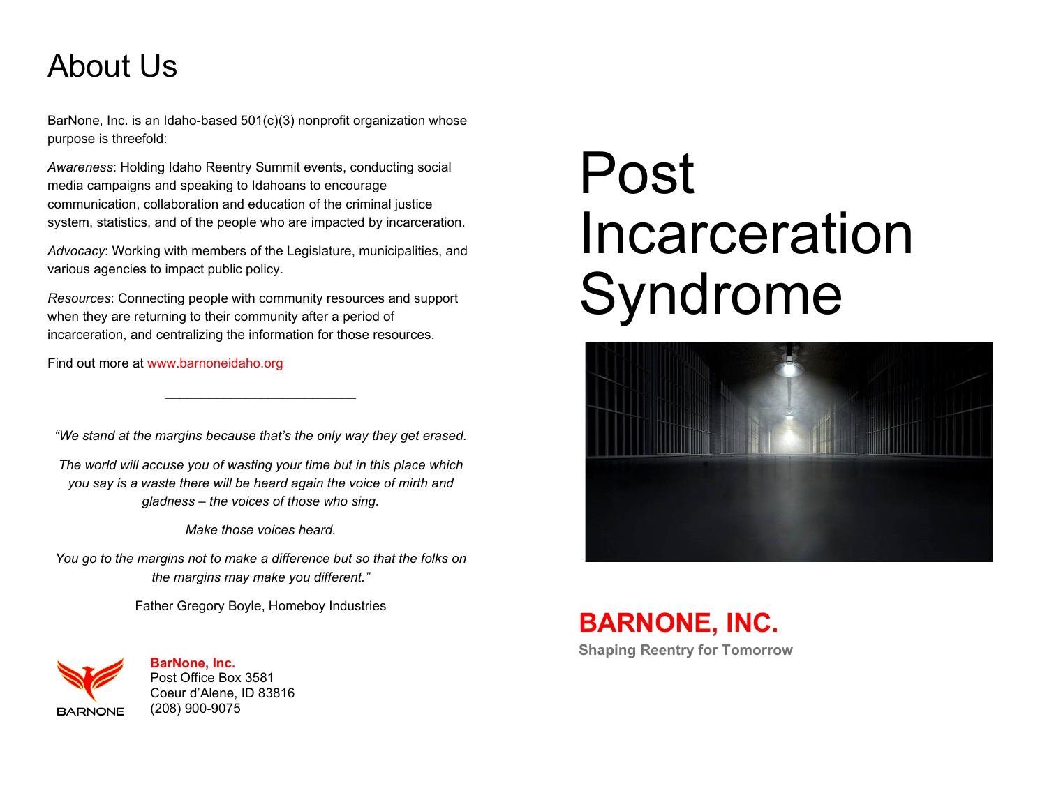# About Us

BarNone, Inc. is an Idaho-based 501(c)(3) nonprofit organization whose purpose is threefold:

*Awareness*: Holding Idaho Reentry Summit events, conducting social media campaigns and speaking to Idahoans to encourage communication, collaboration and education of the criminal justice system, statistics, and of the people who are impacted by incarceration.

*Advocacy*: Working with members of the Legislature, municipalities, and various agencies to impact public policy.

*Resources*: Connecting people with community resources and support when they are returning to their community after a period of incarceration, and centralizing the information for those resources.

Find out more at www.barnoneidaho.org

---

*"We stand at the margins because that's the only way they get erased.*

*The world will accuse you of wasting your time but in this place which you say is a waste there will be heard again the voice of mirth and gladness – the voices of those who sing.*

*Make those voices heard.*

*You go to the margins not to make a difference but so that the folks on the margins may make you different."*

Father Gregory Boyle, Homeboy Industries

BARNONE

**BarNone, Inc.**
Post Office Box 3581
Coeur d'Alene, ID 83816
(208) 900-9075

# Post Incarceration Syndrome

**BARNONE, INC.**

**Shaping Reentry for Tomorrow**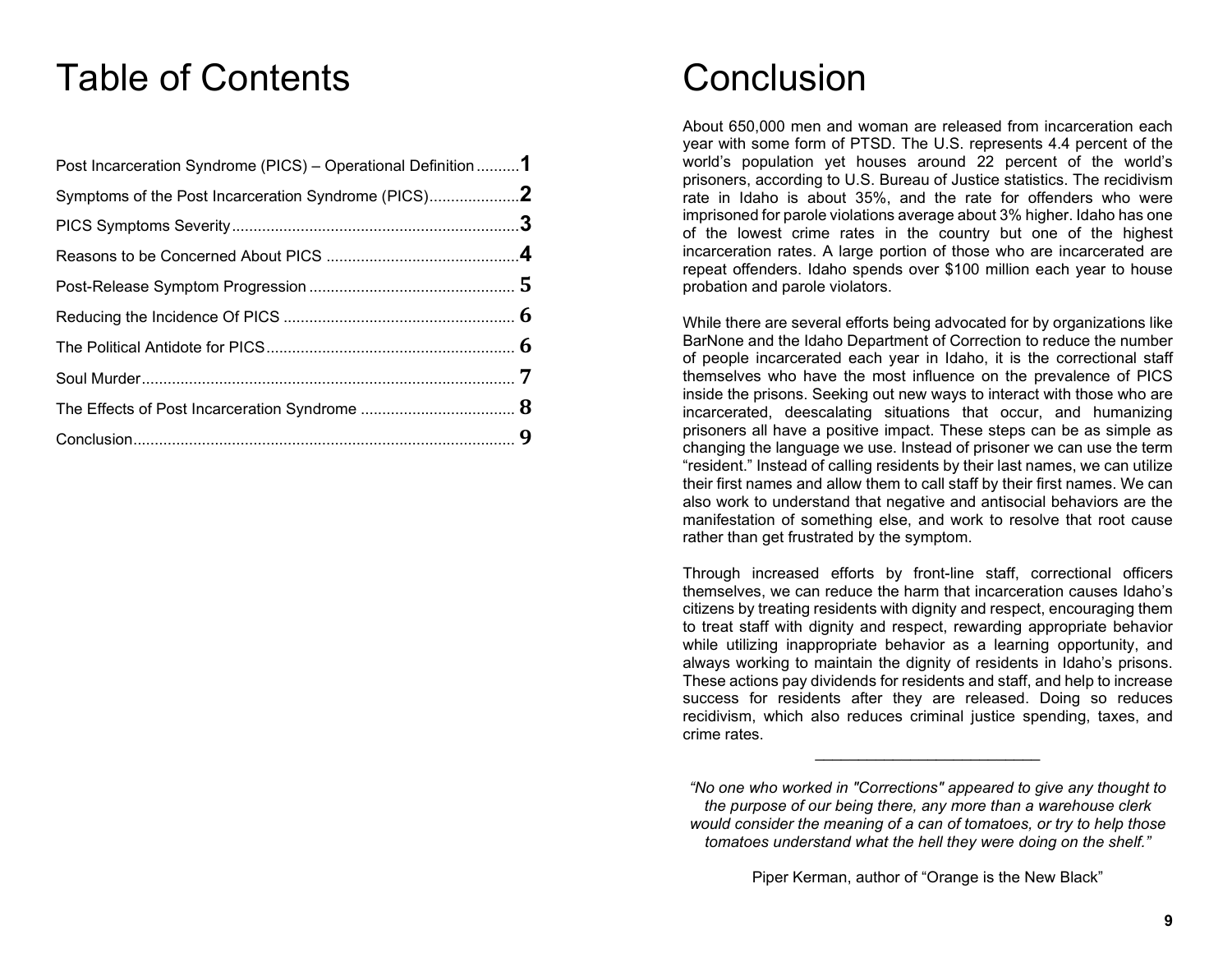# Table of Contents

| | |
|---|---|
| Post Incarceration Syndrome (PICS) – Operational Definition | 1 |
| Symptoms of the Post Incarceration Syndrome (PICS) | 2 |
| PICS Symptoms Severity | 3 |
| Reasons to be Concerned About PICS | 4 |
| Post-Release Symptom Progression | 5 |
| Reducing the Incidence Of PICS | 6 |
| The Political Antidote for PICS | 6 |
| Soul Murder | 7 |
| The Effects of Post Incarceration Syndrome | 8 |
| Conclusion | 9 |

# Conclusion

About 650,000 men and woman are released from incarceration each year with some form of PTSD. The U.S. represents 4.4 percent of the world's population yet houses around 22 percent of the world's prisoners, according to U.S. Bureau of Justice statistics. The recidivism rate in Idaho is about 35%, and the rate for offenders who were imprisoned for parole violations average about 3% higher. Idaho has one of the lowest crime rates in the country but one of the highest incarceration rates. A large portion of those who are incarcerated are repeat offenders. Idaho spends over $100 million each year to house probation and parole violators.

While there are several efforts being advocated for by organizations like BarNone and the Idaho Department of Correction to reduce the number of people incarcerated each year in Idaho, it is the correctional staff themselves who have the most influence on the prevalence of PICS inside the prisons. Seeking out new ways to interact with those who are incarcerated, deescalating situations that occur, and humanizing prisoners all have a positive impact. These steps can be as simple as changing the language we use. Instead of prisoner we can use the term "resident." Instead of calling residents by their last names, we can utilize their first names and allow them to call staff by their first names. We can also work to understand that negative and antisocial behaviors are the manifestation of something else, and work to resolve that root cause rather than get frustrated by the symptom.

Through increased efforts by front-line staff, correctional officers themselves, we can reduce the harm that incarceration causes Idaho's citizens by treating residents with dignity and respect, encouraging them to treat staff with dignity and respect, rewarding appropriate behavior while utilizing inappropriate behavior as a learning opportunity, and always working to maintain the dignity of residents in Idaho's prisons. These actions pay dividends for residents and staff, and help to increase success for residents after they are released. Doing so reduces recidivism, which also reduces criminal justice spending, taxes, and crime rates.

---

*"No one who worked in "Corrections" appeared to give any thought to the purpose of our being there, any more than a warehouse clerk would consider the meaning of a can of tomatoes, or try to help those tomatoes understand what the hell they were doing on the shelf."*

Piper Kerman, author of "Orange is the New Black"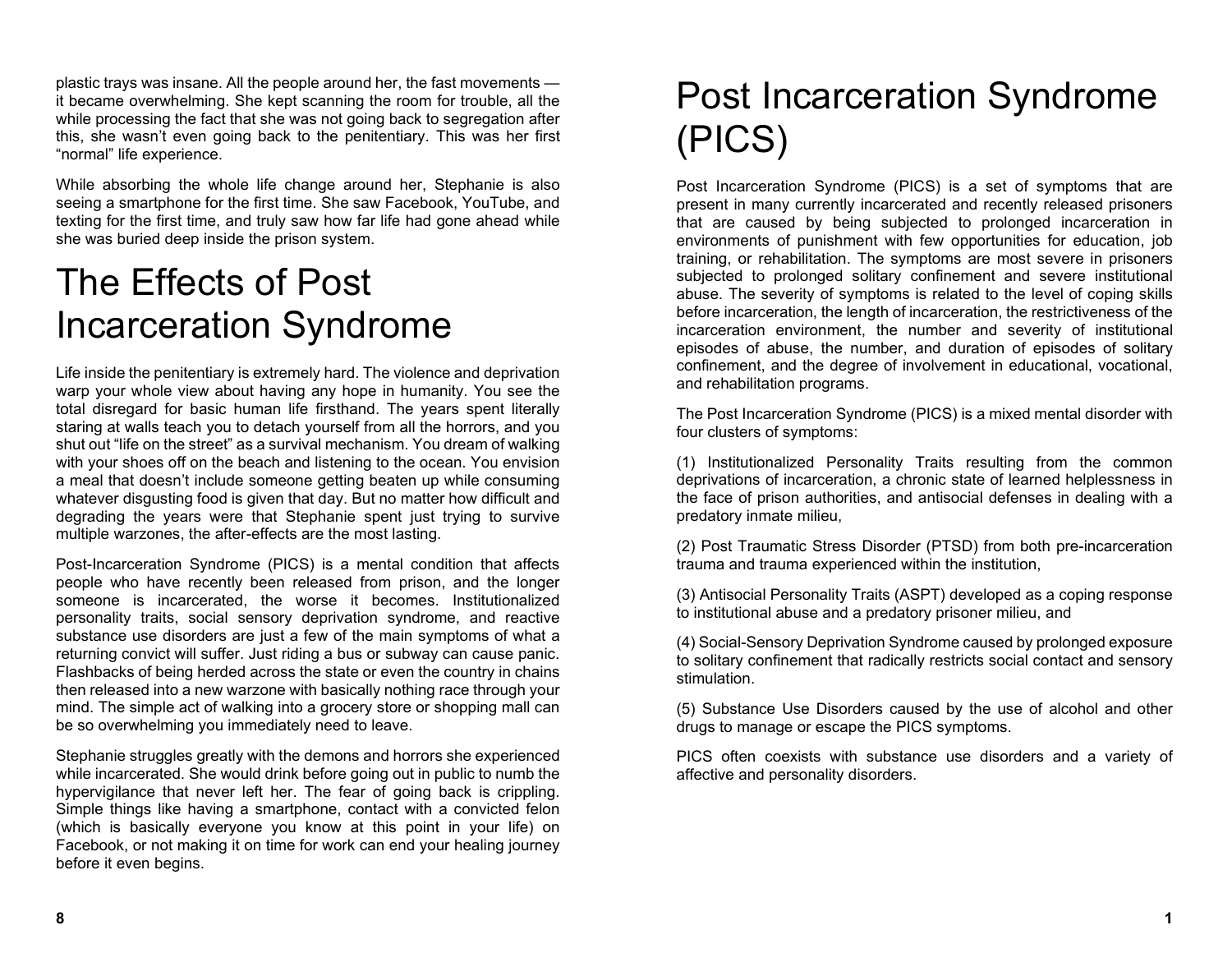plastic trays was insane. All the people around her, the fast movements — it became overwhelming. She kept scanning the room for trouble, all the while processing the fact that she was not going back to segregation after this, she wasn't even going back to the penitentiary. This was her first "normal" life experience.

While absorbing the whole life change around her, Stephanie is also seeing a smartphone for the first time. She saw Facebook, YouTube, and texting for the first time, and truly saw how far life had gone ahead while she was buried deep inside the prison system.

# The Effects of Post Incarceration Syndrome

Life inside the penitentiary is extremely hard. The violence and deprivation warp your whole view about having any hope in humanity. You see the total disregard for basic human life firsthand. The years spent literally staring at walls teach you to detach yourself from all the horrors, and you shut out "life on the street" as a survival mechanism. You dream of walking with your shoes off on the beach and listening to the ocean. You envision a meal that doesn't include someone getting beaten up while consuming whatever disgusting food is given that day. But no matter how difficult and degrading the years were that Stephanie spent just trying to survive multiple warzones, the after-effects are the most lasting.

Post-Incarceration Syndrome (PICS) is a mental condition that affects people who have recently been released from prison, and the longer someone is incarcerated, the worse it becomes. Institutionalized personality traits, social sensory deprivation syndrome, and reactive substance use disorders are just a few of the main symptoms of what a returning convict will suffer. Just riding a bus or subway can cause panic. Flashbacks of being herded across the state or even the country in chains then released into a new warzone with basically nothing race through your mind. The simple act of walking into a grocery store or shopping mall can be so overwhelming you immediately need to leave.

Stephanie struggles greatly with the demons and horrors she experienced while incarcerated. She would drink before going out in public to numb the hypervigilance that never left her. The fear of going back is crippling. Simple things like having a smartphone, contact with a convicted felon (which is basically everyone you know at this point in your life) on Facebook, or not making it on time for work can end your healing journey before it even begins.

# Post Incarceration Syndrome (PICS)

Post Incarceration Syndrome (PICS) is a set of symptoms that are present in many currently incarcerated and recently released prisoners that are caused by being subjected to prolonged incarceration in environments of punishment with few opportunities for education, job training, or rehabilitation. The symptoms are most severe in prisoners subjected to prolonged solitary confinement and severe institutional abuse. The severity of symptoms is related to the level of coping skills before incarceration, the length of incarceration, the restrictiveness of the incarceration environment, the number and severity of institutional episodes of abuse, the number, and duration of episodes of solitary confinement, and the degree of involvement in educational, vocational, and rehabilitation programs.

The Post Incarceration Syndrome (PICS) is a mixed mental disorder with four clusters of symptoms:

(1) Institutionalized Personality Traits resulting from the common deprivations of incarceration, a chronic state of learned helplessness in the face of prison authorities, and antisocial defenses in dealing with a predatory inmate milieu,

(2) Post Traumatic Stress Disorder (PTSD) from both pre-incarceration trauma and trauma experienced within the institution,

(3) Antisocial Personality Traits (ASPT) developed as a coping response to institutional abuse and a predatory prisoner milieu, and

(4) Social-Sensory Deprivation Syndrome caused by prolonged exposure to solitary confinement that radically restricts social contact and sensory stimulation.

(5) Substance Use Disorders caused by the use of alcohol and other drugs to manage or escape the PICS symptoms.

PICS often coexists with substance use disorders and a variety of affective and personality disorders.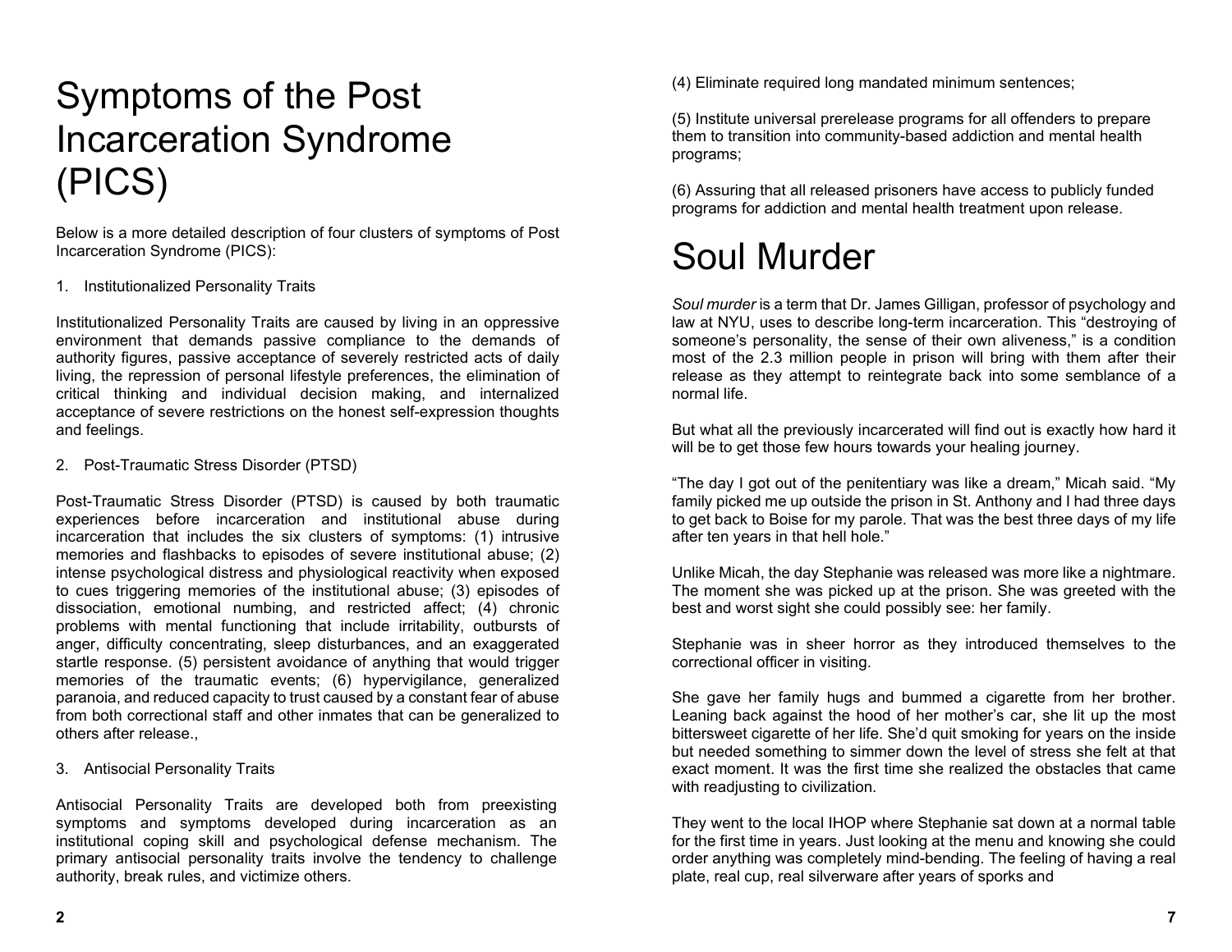# Symptoms of the Post Incarceration Syndrome (PICS)

Below is a more detailed description of four clusters of symptoms of Post Incarceration Syndrome (PICS):

1. Institutionalized Personality Traits

Institutionalized Personality Traits are caused by living in an oppressive environment that demands passive compliance to the demands of authority figures, passive acceptance of severely restricted acts of daily living, the repression of personal lifestyle preferences, the elimination of critical thinking and individual decision making, and internalized acceptance of severe restrictions on the honest self-expression thoughts and feelings.

2. Post-Traumatic Stress Disorder (PTSD)

Post-Traumatic Stress Disorder (PTSD) is caused by both traumatic experiences before incarceration and institutional abuse during incarceration that includes the six clusters of symptoms: (1) intrusive memories and flashbacks to episodes of severe institutional abuse; (2) intense psychological distress and physiological reactivity when exposed to cues triggering memories of the institutional abuse; (3) episodes of dissociation, emotional numbing, and restricted affect; (4) chronic problems with mental functioning that include irritability, outbursts of anger, difficulty concentrating, sleep disturbances, and an exaggerated startle response. (5) persistent avoidance of anything that would trigger memories of the traumatic events; (6) hypervigilance, generalized paranoia, and reduced capacity to trust caused by a constant fear of abuse from both correctional staff and other inmates that can be generalized to others after release.,

3. Antisocial Personality Traits

Antisocial Personality Traits are developed both from preexisting symptoms and symptoms developed during incarceration as an institutional coping skill and psychological defense mechanism. The primary antisocial personality traits involve the tendency to challenge authority, break rules, and victimize others.

(4) Eliminate required long mandated minimum sentences;

(5) Institute universal prerelease programs for all offenders to prepare them to transition into community-based addiction and mental health programs;

(6) Assuring that all released prisoners have access to publicly funded programs for addiction and mental health treatment upon release.

# Soul Murder

*Soul murder* is a term that Dr. James Gilligan, professor of psychology and law at NYU, uses to describe long-term incarceration. This "destroying of someone's personality, the sense of their own aliveness," is a condition most of the 2.3 million people in prison will bring with them after their release as they attempt to reintegrate back into some semblance of a normal life.

But what all the previously incarcerated will find out is exactly how hard it will be to get those few hours towards your healing journey.

"The day I got out of the penitentiary was like a dream," Micah said. "My family picked me up outside the prison in St. Anthony and I had three days to get back to Boise for my parole. That was the best three days of my life after ten years in that hell hole."

Unlike Micah, the day Stephanie was released was more like a nightmare. The moment she was picked up at the prison. She was greeted with the best and worst sight she could possibly see: her family.

Stephanie was in sheer horror as they introduced themselves to the correctional officer in visiting.

She gave her family hugs and bummed a cigarette from her brother. Leaning back against the hood of her mother's car, she lit up the most bittersweet cigarette of her life. She'd quit smoking for years on the inside but needed something to simmer down the level of stress she felt at that exact moment. It was the first time she realized the obstacles that came with readjusting to civilization.

They went to the local IHOP where Stephanie sat down at a normal table for the first time in years. Just looking at the menu and knowing she could order anything was completely mind-bending. The feeling of having a real plate, real cup, real silverware after years of sporks and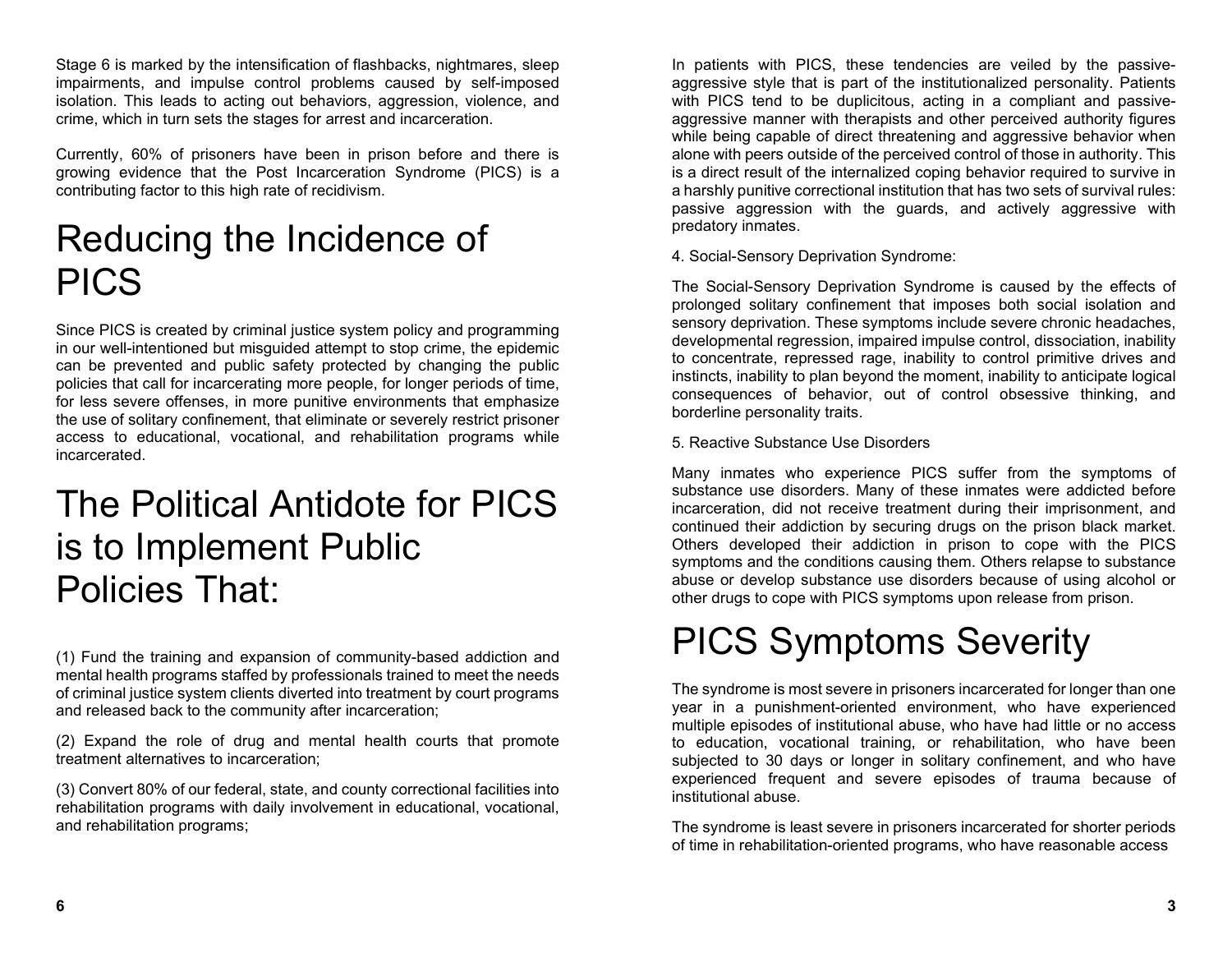Stage 6 is marked by the intensification of flashbacks, nightmares, sleep impairments, and impulse control problems caused by self-imposed isolation. This leads to acting out behaviors, aggression, violence, and crime, which in turn sets the stages for arrest and incarceration.

Currently, 60% of prisoners have been in prison before and there is growing evidence that the Post Incarceration Syndrome (PICS) is a contributing factor to this high rate of recidivism.

# Reducing the Incidence of PICS

Since PICS is created by criminal justice system policy and programming in our well-intentioned but misguided attempt to stop crime, the epidemic can be prevented and public safety protected by changing the public policies that call for incarcerating more people, for longer periods of time, for less severe offenses, in more punitive environments that emphasize the use of solitary confinement, that eliminate or severely restrict prisoner access to educational, vocational, and rehabilitation programs while incarcerated.

# The Political Antidote for PICS is to Implement Public Policies That:

(1) Fund the training and expansion of community-based addiction and mental health programs staffed by professionals trained to meet the needs of criminal justice system clients diverted into treatment by court programs and released back to the community after incarceration;

(2) Expand the role of drug and mental health courts that promote treatment alternatives to incarceration;

(3) Convert 80% of our federal, state, and county correctional facilities into rehabilitation programs with daily involvement in educational, vocational, and rehabilitation programs;

In patients with PICS, these tendencies are veiled by the passive-aggressive style that is part of the institutionalized personality. Patients with PICS tend to be duplicitous, acting in a compliant and passive-aggressive manner with therapists and other perceived authority figures while being capable of direct threatening and aggressive behavior when alone with peers outside of the perceived control of those in authority. This is a direct result of the internalized coping behavior required to survive in a harshly punitive correctional institution that has two sets of survival rules: passive aggression with the guards, and actively aggressive with predatory inmates.

4. Social-Sensory Deprivation Syndrome:

The Social-Sensory Deprivation Syndrome is caused by the effects of prolonged solitary confinement that imposes both social isolation and sensory deprivation. These symptoms include severe chronic headaches, developmental regression, impaired impulse control, dissociation, inability to concentrate, repressed rage, inability to control primitive drives and instincts, inability to plan beyond the moment, inability to anticipate logical consequences of behavior, out of control obsessive thinking, and borderline personality traits.

5. Reactive Substance Use Disorders

Many inmates who experience PICS suffer from the symptoms of substance use disorders. Many of these inmates were addicted before incarceration, did not receive treatment during their imprisonment, and continued their addiction by securing drugs on the prison black market. Others developed their addiction in prison to cope with the PICS symptoms and the conditions causing them. Others relapse to substance abuse or develop substance use disorders because of using alcohol or other drugs to cope with PICS symptoms upon release from prison.

# PICS Symptoms Severity

The syndrome is most severe in prisoners incarcerated for longer than one year in a punishment-oriented environment, who have experienced multiple episodes of institutional abuse, who have had little or no access to education, vocational training, or rehabilitation, who have been subjected to 30 days or longer in solitary confinement, and who have experienced frequent and severe episodes of trauma because of institutional abuse.

The syndrome is least severe in prisoners incarcerated for shorter periods of time in rehabilitation-oriented programs, who have reasonable access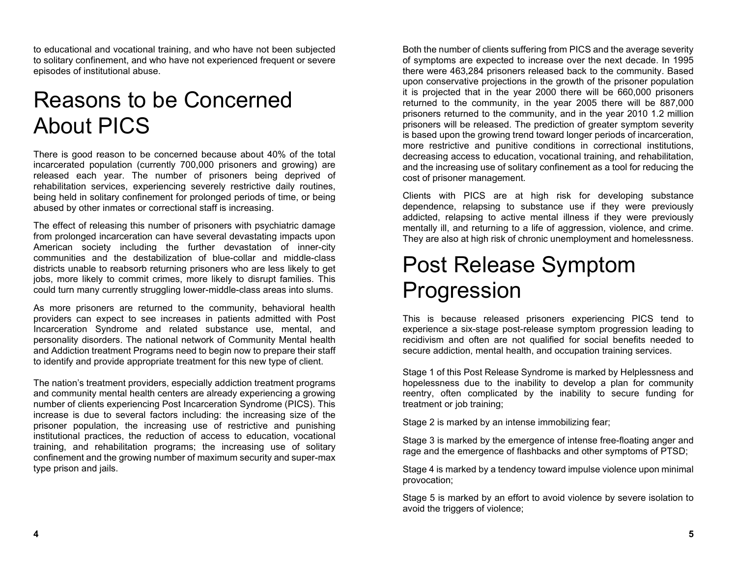to educational and vocational training, and who have not been subjected to solitary confinement, and who have not experienced frequent or severe episodes of institutional abuse.

# Reasons to be Concerned About PICS

There is good reason to be concerned because about 40% of the total incarcerated population (currently 700,000 prisoners and growing) are released each year. The number of prisoners being deprived of rehabilitation services, experiencing severely restrictive daily routines, being held in solitary confinement for prolonged periods of time, or being abused by other inmates or correctional staff is increasing.

The effect of releasing this number of prisoners with psychiatric damage from prolonged incarceration can have several devastating impacts upon American society including the further devastation of inner-city communities and the destabilization of blue-collar and middle-class districts unable to reabsorb returning prisoners who are less likely to get jobs, more likely to commit crimes, more likely to disrupt families. This could turn many currently struggling lower-middle-class areas into slums.

As more prisoners are returned to the community, behavioral health providers can expect to see increases in patients admitted with Post Incarceration Syndrome and related substance use, mental, and personality disorders. The national network of Community Mental health and Addiction treatment Programs need to begin now to prepare their staff to identify and provide appropriate treatment for this new type of client.

The nation's treatment providers, especially addiction treatment programs and community mental health centers are already experiencing a growing number of clients experiencing Post Incarceration Syndrome (PICS). This increase is due to several factors including: the increasing size of the prisoner population, the increasing use of restrictive and punishing institutional practices, the reduction of access to education, vocational training, and rehabilitation programs; the increasing use of solitary confinement and the growing number of maximum security and super-max type prison and jails.

Both the number of clients suffering from PICS and the average severity of symptoms are expected to increase over the next decade. In 1995 there were 463,284 prisoners released back to the community. Based upon conservative projections in the growth of the prisoner population it is projected that in the year 2000 there will be 660,000 prisoners returned to the community, in the year 2005 there will be 887,000 prisoners returned to the community, and in the year 2010 1.2 million prisoners will be released. The prediction of greater symptom severity is based upon the growing trend toward longer periods of incarceration, more restrictive and punitive conditions in correctional institutions, decreasing access to education, vocational training, and rehabilitation, and the increasing use of solitary confinement as a tool for reducing the cost of prisoner management.

Clients with PICS are at high risk for developing substance dependence, relapsing to substance use if they were previously addicted, relapsing to active mental illness if they were previously mentally ill, and returning to a life of aggression, violence, and crime. They are also at high risk of chronic unemployment and homelessness.

# Post Release Symptom Progression

This is because released prisoners experiencing PICS tend to experience a six-stage post-release symptom progression leading to recidivism and often are not qualified for social benefits needed to secure addiction, mental health, and occupation training services.

Stage 1 of this Post Release Syndrome is marked by Helplessness and hopelessness due to the inability to develop a plan for community reentry, often complicated by the inability to secure funding for treatment or job training;

Stage 2 is marked by an intense immobilizing fear;

Stage 3 is marked by the emergence of intense free-floating anger and rage and the emergence of flashbacks and other symptoms of PTSD;

Stage 4 is marked by a tendency toward impulse violence upon minimal provocation;

Stage 5 is marked by an effort to avoid violence by severe isolation to avoid the triggers of violence;